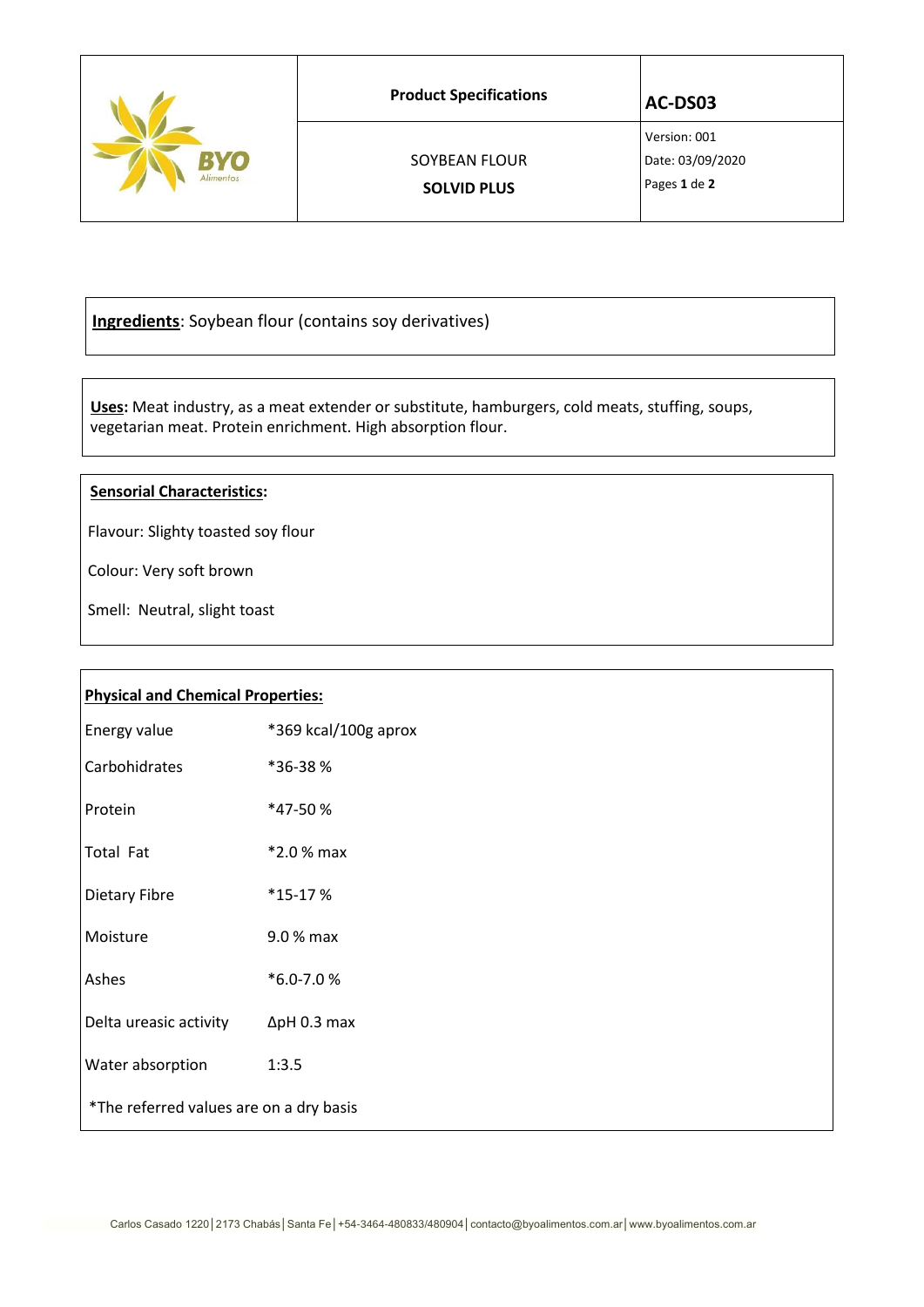| BYO Alimentos | **Product Specifications** | **AC-DS03** |
|---|---|---|
| | SOYBEAN FLOUR<br>**SOLVID PLUS** | Version: 001<br>Date: 03/09/2020<br>Pages **1** de **2** |

**Ingredients**: Soybean flour (contains soy derivatives)

**Uses:** Meat industry, as a meat extender or substitute, hamburgers, cold meats, stuffing, soups, vegetarian meat. Protein enrichment. High absorption flour.

**Sensorial Characteristics:**

Flavour: Slighty toasted soy flour

Colour: Very soft brown

Smell: Neutral, slight toast

**Physical and Chemical Properties:**

| | |
|---|---|
| Energy value | *369 kcal/100g aprox |
| Carbohidrates | *36-38 % |
| Protein | *47-50 % |
| Total Fat | *2.0 % max |
| Dietary Fibre | *15-17 % |
| Moisture | 9.0 % max |
| Ashes | *6.0-7.0 % |
| Delta ureasic activity | ΔpH 0.3 max |
| Water absorption | 1:3.5 |

*The referred values are on a dry basis

Carlos Casado 1220 | 2173 Chabás | Santa Fe | +54-3464-480833/480904 | contacto@byoalimentos.com.ar | www.byoalimentos.com.ar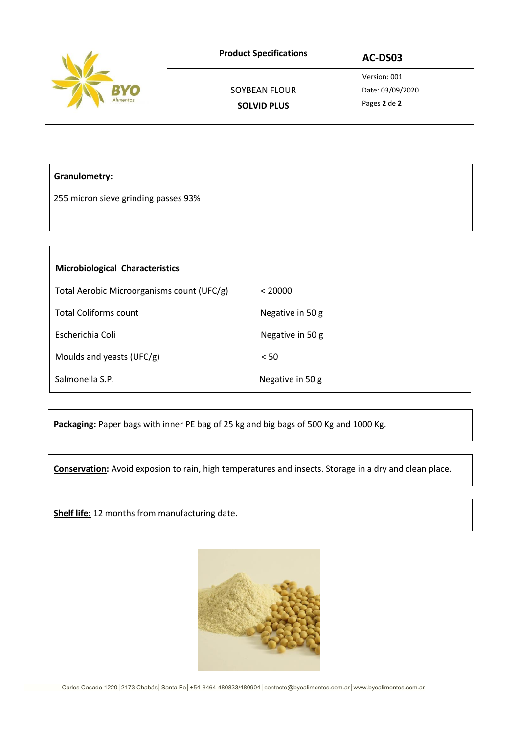| | Product Specifications | AC-DS03 |
| --- | --- | --- |
| BYO Alimentos | SOYBEAN FLOUR **SOLVID PLUS** | Version: 001<br>Date: 03/09/2020 |

**Granulometry:**

255 micron sieve grinding passes 93%

**Microbiological Characteristics**

| | |
| --- | --- |
| Total Aerobic Microorganisms count (UFC/g) | < 20000 |
| Total Coliforms count | Negative in 50 g |
| Escherichia Coli | Negative in 50 g |
| Moulds and yeasts (UFC/g) | < 50 |
| Salmonella S.P. | Negative in 50 g |

**Packaging:** Paper bags with inner PE bag of 25 kg and big bags of 500 Kg and 1000 Kg.

**Conservation:** Avoid exposion to rain, high temperatures and insects. Storage in a dry and clean place.

**Shelf life:** 12 months from manufacturing date.

Carlos Casado 1220│2173 Chabás│Santa Fe│+54-3464-480833/480904│contacto@byoalimentos.com.ar│www.byoalimentos.com.ar